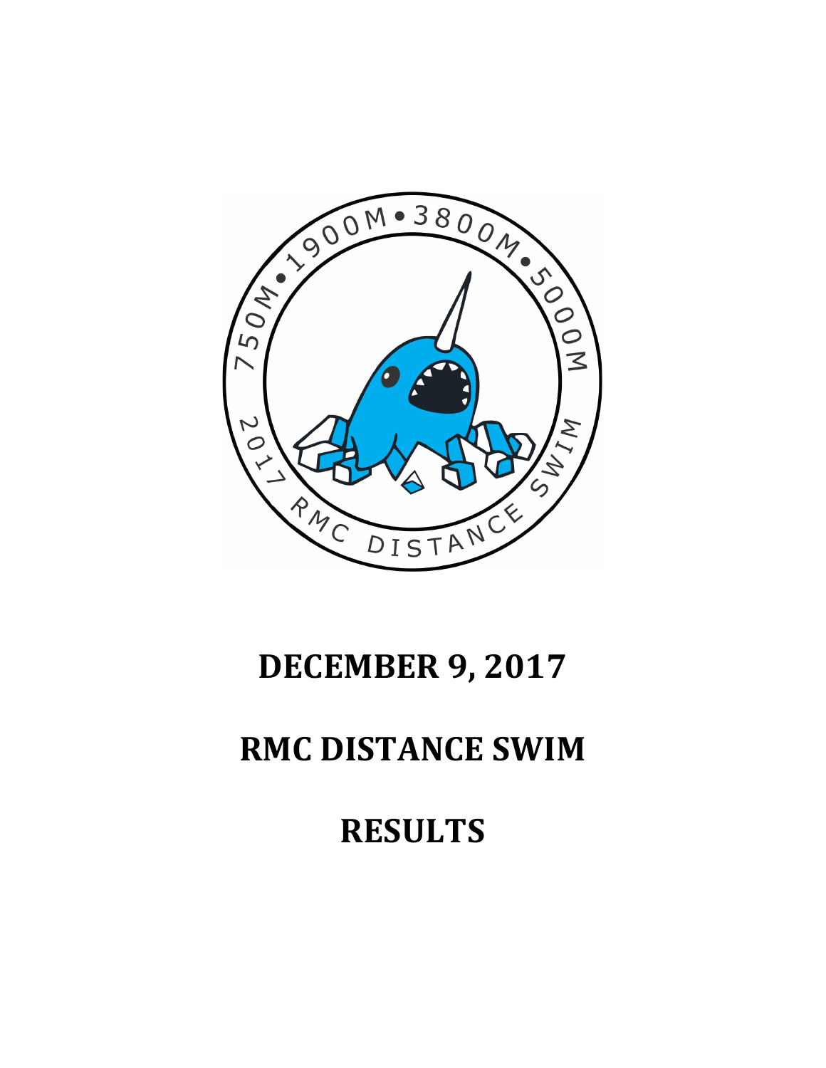# DECEMBER 9, 2017

# RMC DISTANCE SWIM

# RESULTS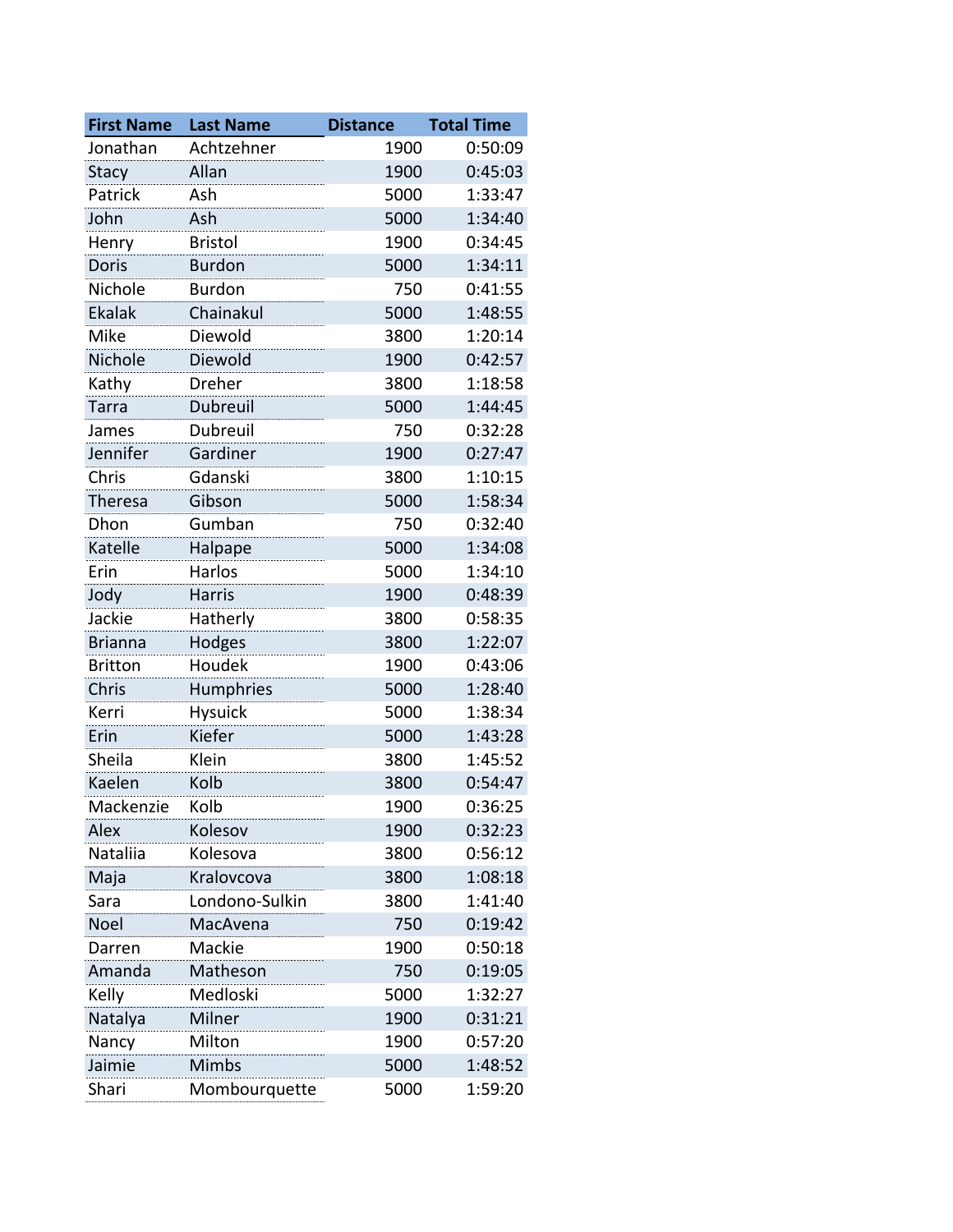| First Name | Last Name | Distance | Total Time |
|---|---|---|---|
| Jonathan | Achtzehner | 1900 | 0:50:09 |
| Stacy | Allan | 1900 | 0:45:03 |
| Patrick | Ash | 5000 | 1:33:47 |
| John | Ash | 5000 | 1:34:40 |
| Henry | Bristol | 1900 | 0:34:45 |
| Doris | Burdon | 5000 | 1:34:11 |
| Nichole | Burdon | 750 | 0:41:55 |
| Ekalak | Chainakul | 5000 | 1:48:55 |
| Mike | Diewold | 3800 | 1:20:14 |
| Nichole | Diewold | 1900 | 0:42:57 |
| Kathy | Dreher | 3800 | 1:18:58 |
| Tarra | Dubreuil | 5000 | 1:44:45 |
| James | Dubreuil | 750 | 0:32:28 |
| Jennifer | Gardiner | 1900 | 0:27:47 |
| Chris | Gdanski | 3800 | 1:10:15 |
| Theresa | Gibson | 5000 | 1:58:34 |
| Dhon | Gumban | 750 | 0:32:40 |
| Katelle | Halpape | 5000 | 1:34:08 |
| Erin | Harlos | 5000 | 1:34:10 |
| Jody | Harris | 1900 | 0:48:39 |
| Jackie | Hatherly | 3800 | 0:58:35 |
| Brianna | Hodges | 3800 | 1:22:07 |
| Britton | Houdek | 1900 | 0:43:06 |
| Chris | Humphries | 5000 | 1:28:40 |
| Kerri | Hysuick | 5000 | 1:38:34 |
| Erin | Kiefer | 5000 | 1:43:28 |
| Sheila | Klein | 3800 | 1:45:52 |
| Kaelen | Kolb | 3800 | 0:54:47 |
| Mackenzie | Kolb | 1900 | 0:36:25 |
| Alex | Kolesov | 1900 | 0:32:23 |
| Nataliia | Kolesova | 3800 | 0:56:12 |
| Maja | Kralovcova | 3800 | 1:08:18 |
| Sara | Londono-Sulkin | 3800 | 1:41:40 |
| Noel | MacAvena | 750 | 0:19:42 |
| Darren | Mackie | 1900 | 0:50:18 |
| Amanda | Matheson | 750 | 0:19:05 |
| Kelly | Medloski | 5000 | 1:32:27 |
| Natalya | Milner | 1900 | 0:31:21 |
| Nancy | Milton | 1900 | 0:57:20 |
| Jaimie | Mimbs | 5000 | 1:48:52 |
| Shari | Mombourquette | 5000 | 1:59:20 |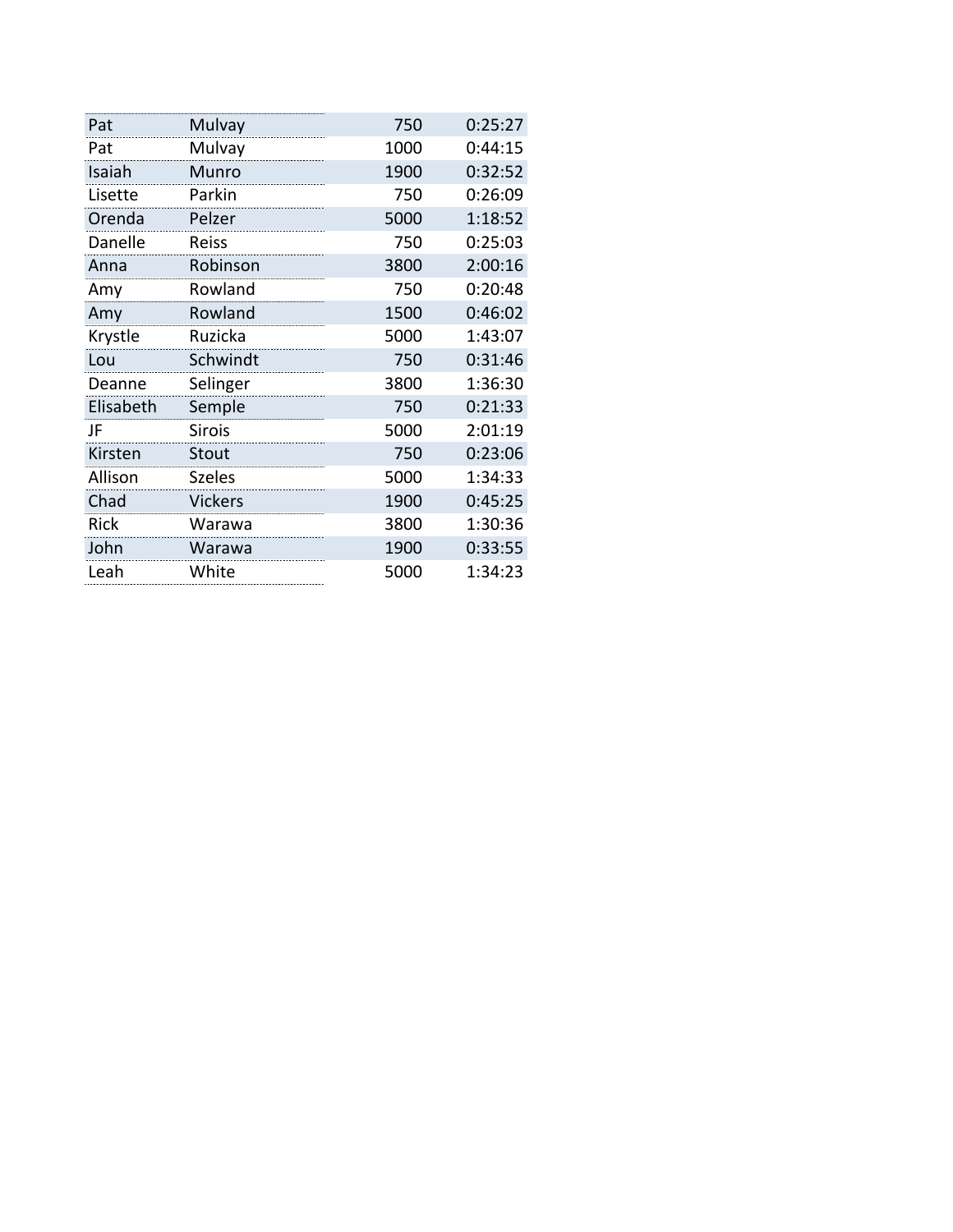| | | | |
|---|---|---|---|
| Pat | Mulvay | 750 | 0:25:27 |
| Pat | Mulvay | 1000 | 0:44:15 |
| Isaiah | Munro | 1900 | 0:32:52 |
| Lisette | Parkin | 750 | 0:26:09 |
| Orenda | Pelzer | 5000 | 1:18:52 |
| Danelle | Reiss | 750 | 0:25:03 |
| Anna | Robinson | 3800 | 2:00:16 |
| Amy | Rowland | 750 | 0:20:48 |
| Amy | Rowland | 1500 | 0:46:02 |
| Krystle | Ruzicka | 5000 | 1:43:07 |
| Lou | Schwindt | 750 | 0:31:46 |
| Deanne | Selinger | 3800 | 1:36:30 |
| Elisabeth | Semple | 750 | 0:21:33 |
| JF | Sirois | 5000 | 2:01:19 |
| Kirsten | Stout | 750 | 0:23:06 |
| Allison | Szeles | 5000 | 1:34:33 |
| Chad | Vickers | 1900 | 0:45:25 |
| Rick | Warawa | 3800 | 1:30:36 |
| John | Warawa | 1900 | 0:33:55 |
| Leah | White | 5000 | 1:34:23 |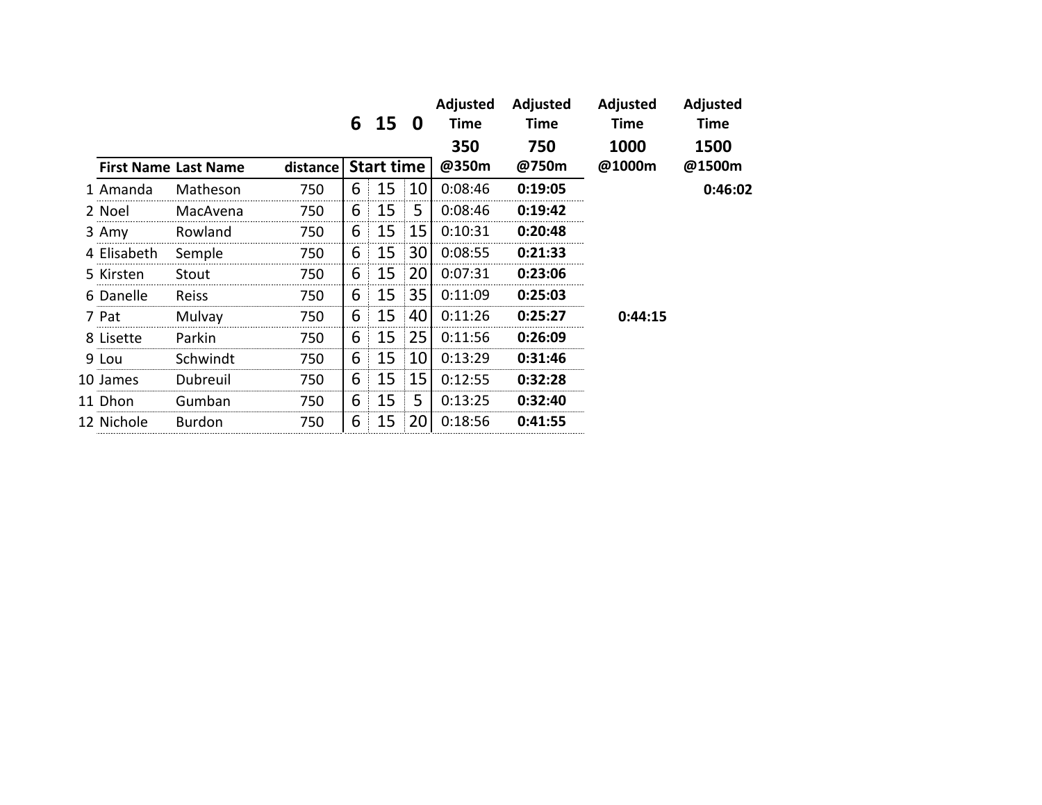| | First Name | Last Name | distance | Start time (6) | (15) | (0) | Adjusted Time 350 @350m | Adjusted Time 750 @750m | Adjusted Time 1000 @1000m | Adjusted Time 1500 @1500m |
|---|---|---|---|---|---|---|---|---|---|---|
| 1 | Amanda | Matheson | 750 | 6 | 15 | 10 | 0:08:46 | **0:19:05** | | **0:46:02** |
| 2 | Noel | MacAvena | 750 | 6 | 15 | 5 | 0:08:46 | **0:19:42** | | |
| 3 | Amy | Rowland | 750 | 6 | 15 | 15 | 0:10:31 | **0:20:48** | | |
| 4 | Elisabeth | Semple | 750 | 6 | 15 | 30 | 0:08:55 | **0:21:33** | | |
| 5 | Kirsten | Stout | 750 | 6 | 15 | 20 | 0:07:31 | **0:23:06** | | |
| 6 | Danelle | Reiss | 750 | 6 | 15 | 35 | 0:11:09 | **0:25:03** | | |
| 7 | Pat | Mulvay | 750 | 6 | 15 | 40 | 0:11:26 | **0:25:27** | **0:44:15** | |
| 8 | Lisette | Parkin | 750 | 6 | 15 | 25 | 0:11:56 | **0:26:09** | | |
| 9 | Lou | Schwindt | 750 | 6 | 15 | 10 | 0:13:29 | **0:31:46** | | |
| 10 | James | Dubreuil | 750 | 6 | 15 | 15 | 0:12:55 | **0:32:28** | | |
| 11 | Dhon | Gumban | 750 | 6 | 15 | 5 | 0:13:25 | **0:32:40** | | |
| 12 | Nichole | Burdon | 750 | 6 | 15 | 20 | 0:18:56 | **0:41:55** | | |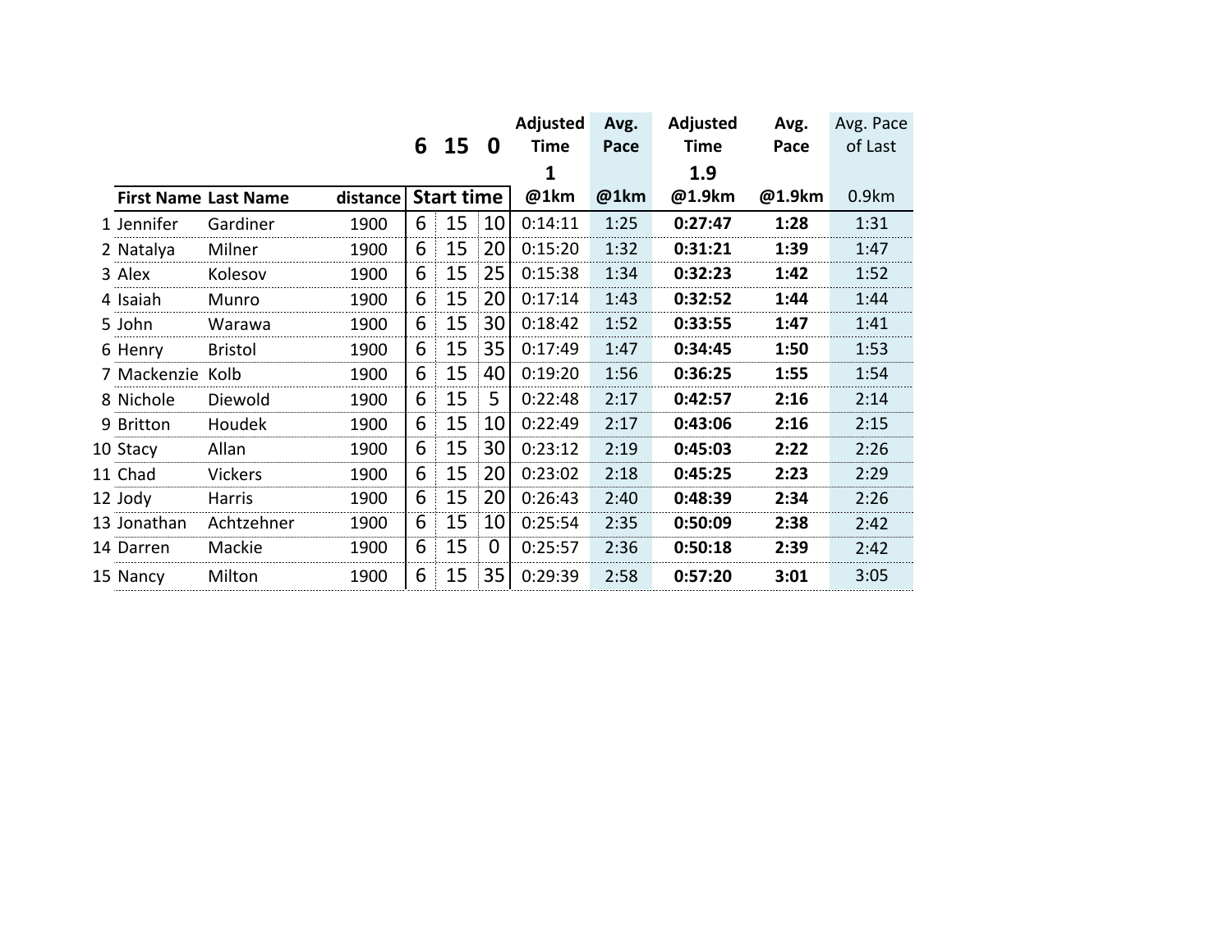| | | | | 6 | 15 | 0 | Adjusted Time | Avg. Pace | Adjusted Time | Avg. Pace | Avg. Pace of Last |
|---|---|---|---|---|---|---|---|---|---|---|---|
| | | | | | | | 1 | | 1.9 | | |
| | First Name | Last Name | distance | Start time | | | @1km | @1km | @1.9km | @1.9km | 0.9km |
| 1 | Jennifer | Gardiner | 1900 | 6 | 15 | 10 | 0:14:11 | 1:25 | **0:27:47** | **1:28** | 1:31 |
| 2 | Natalya | Milner | 1900 | 6 | 15 | 20 | 0:15:20 | 1:32 | **0:31:21** | **1:39** | 1:47 |
| 3 | Alex | Kolesov | 1900 | 6 | 15 | 25 | 0:15:38 | 1:34 | **0:32:23** | **1:42** | 1:52 |
| 4 | Isaiah | Munro | 1900 | 6 | 15 | 20 | 0:17:14 | 1:43 | **0:32:52** | **1:44** | 1:44 |
| 5 | John | Warawa | 1900 | 6 | 15 | 30 | 0:18:42 | 1:52 | **0:33:55** | **1:47** | 1:41 |
| 6 | Henry | Bristol | 1900 | 6 | 15 | 35 | 0:17:49 | 1:47 | **0:34:45** | **1:50** | 1:53 |
| 7 | Mackenzie | Kolb | 1900 | 6 | 15 | 40 | 0:19:20 | 1:56 | **0:36:25** | **1:55** | 1:54 |
| 8 | Nichole | Diewold | 1900 | 6 | 15 | 5 | 0:22:48 | 2:17 | **0:42:57** | **2:16** | 2:14 |
| 9 | Britton | Houdek | 1900 | 6 | 15 | 10 | 0:22:49 | 2:17 | **0:43:06** | **2:16** | 2:15 |
| 10 | Stacy | Allan | 1900 | 6 | 15 | 30 | 0:23:12 | 2:19 | **0:45:03** | **2:22** | 2:26 |
| 11 | Chad | Vickers | 1900 | 6 | 15 | 20 | 0:23:02 | 2:18 | **0:45:25** | **2:23** | 2:29 |
| 12 | Jody | Harris | 1900 | 6 | 15 | 20 | 0:26:43 | 2:40 | **0:48:39** | **2:34** | 2:26 |
| 13 | Jonathan | Achtzehner | 1900 | 6 | 15 | 10 | 0:25:54 | 2:35 | **0:50:09** | **2:38** | 2:42 |
| 14 | Darren | Mackie | 1900 | 6 | 15 | 0 | 0:25:57 | 2:36 | **0:50:18** | **2:39** | 2:42 |
| 15 | Nancy | Milton | 1900 | 6 | 15 | 35 | 0:29:39 | 2:58 | **0:57:20** | **3:01** | 3:05 |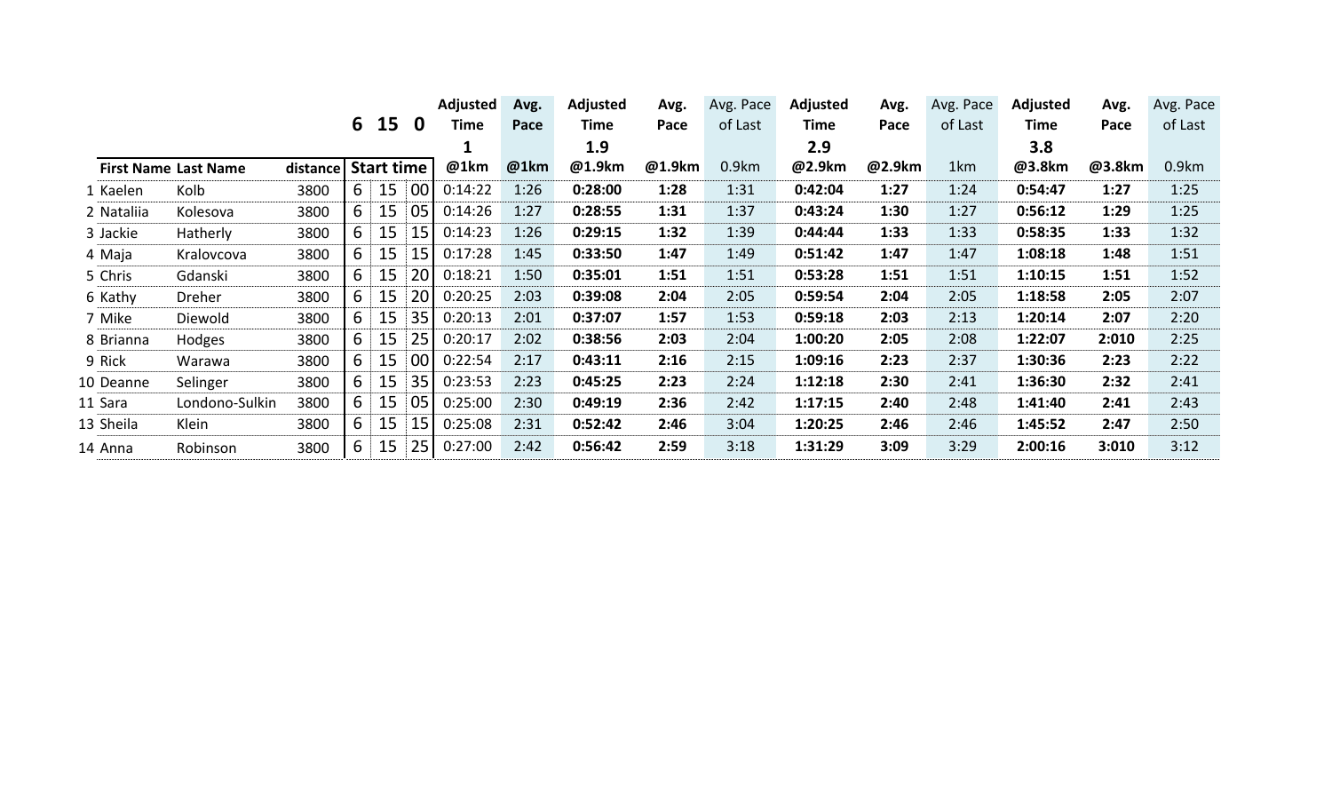| | First Name | Last Name | distance | Start time | | | Adjusted Time 1 @1km | Avg. Pace @1km | Adjusted Time 1.9 @1.9km | Avg. Pace @1.9km | Avg. Pace of Last 0.9km | Adjusted Time 2.9 @2.9km | Avg. Pace @2.9km | Avg. Pace of Last 1km | Adjusted Time 3.8 @3.8km | Avg. Pace @3.8km | Avg. Pace of Last 0.9km |
|---|---|---|---|---|---|---|---|---|---|---|---|---|---|---|---|---|---|
| | | | | 6 | 15 | 0 | | | | | | | | | | | |
| 1 | Kaelen | Kolb | 3800 | 6 | 15 | 00 | 0:14:22 | 1:26 | **0:28:00** | **1:28** | 1:31 | **0:42:04** | **1:27** | 1:24 | **0:54:47** | **1:27** | 1:25 |
| 2 | Nataliia | Kolesova | 3800 | 6 | 15 | 05 | 0:14:26 | 1:27 | **0:28:55** | **1:31** | 1:37 | **0:43:24** | **1:30** | 1:27 | **0:56:12** | **1:29** | 1:25 |
| 3 | Jackie | Hatherly | 3800 | 6 | 15 | 15 | 0:14:23 | 1:26 | **0:29:15** | **1:32** | 1:39 | **0:44:44** | **1:33** | 1:33 | **0:58:35** | **1:33** | 1:32 |
| 4 | Maja | Kralovcova | 3800 | 6 | 15 | 15 | 0:17:28 | 1:45 | **0:33:50** | **1:47** | 1:49 | **0:51:42** | **1:47** | 1:47 | **1:08:18** | **1:48** | 1:51 |
| 5 | Chris | Gdanski | 3800 | 6 | 15 | 20 | 0:18:21 | 1:50 | **0:35:01** | **1:51** | 1:51 | **0:53:28** | **1:51** | 1:51 | **1:10:15** | **1:51** | 1:52 |
| 6 | Kathy | Dreher | 3800 | 6 | 15 | 20 | 0:20:25 | 2:03 | **0:39:08** | **2:04** | 2:05 | **0:59:54** | **2:04** | 2:05 | **1:18:58** | **2:05** | 2:07 |
| 7 | Mike | Diewold | 3800 | 6 | 15 | 35 | 0:20:13 | 2:01 | **0:37:07** | **1:57** | 1:53 | **0:59:18** | **2:03** | 2:13 | **1:20:14** | **2:07** | 2:20 |
| 8 | Brianna | Hodges | 3800 | 6 | 15 | 25 | 0:20:17 | 2:02 | **0:38:56** | **2:03** | 2:04 | **1:00:20** | **2:05** | 2:08 | **1:22:07** | **2:010** | 2:25 |
| 9 | Rick | Warawa | 3800 | 6 | 15 | 00 | 0:22:54 | 2:17 | **0:43:11** | **2:16** | 2:15 | **1:09:16** | **2:23** | 2:37 | **1:30:36** | **2:23** | 2:22 |
| 10 | Deanne | Selinger | 3800 | 6 | 15 | 35 | 0:23:53 | 2:23 | **0:45:25** | **2:23** | 2:24 | **1:12:18** | **2:30** | 2:41 | **1:36:30** | **2:32** | 2:41 |
| 11 | Sara | Londono-Sulkin | 3800 | 6 | 15 | 05 | 0:25:00 | 2:30 | **0:49:19** | **2:36** | 2:42 | **1:17:15** | **2:40** | 2:48 | **1:41:40** | **2:41** | 2:43 |
| 13 | Sheila | Klein | 3800 | 6 | 15 | 15 | 0:25:08 | 2:31 | **0:52:42** | **2:46** | 3:04 | **1:20:25** | **2:46** | 2:46 | **1:45:52** | **2:47** | 2:50 |
| 14 | Anna | Robinson | 3800 | 6 | 15 | 25 | 0:27:00 | 2:42 | **0:56:42** | **2:59** | 3:18 | **1:31:29** | **3:09** | 3:29 | **2:00:16** | **3:010** | 3:12 |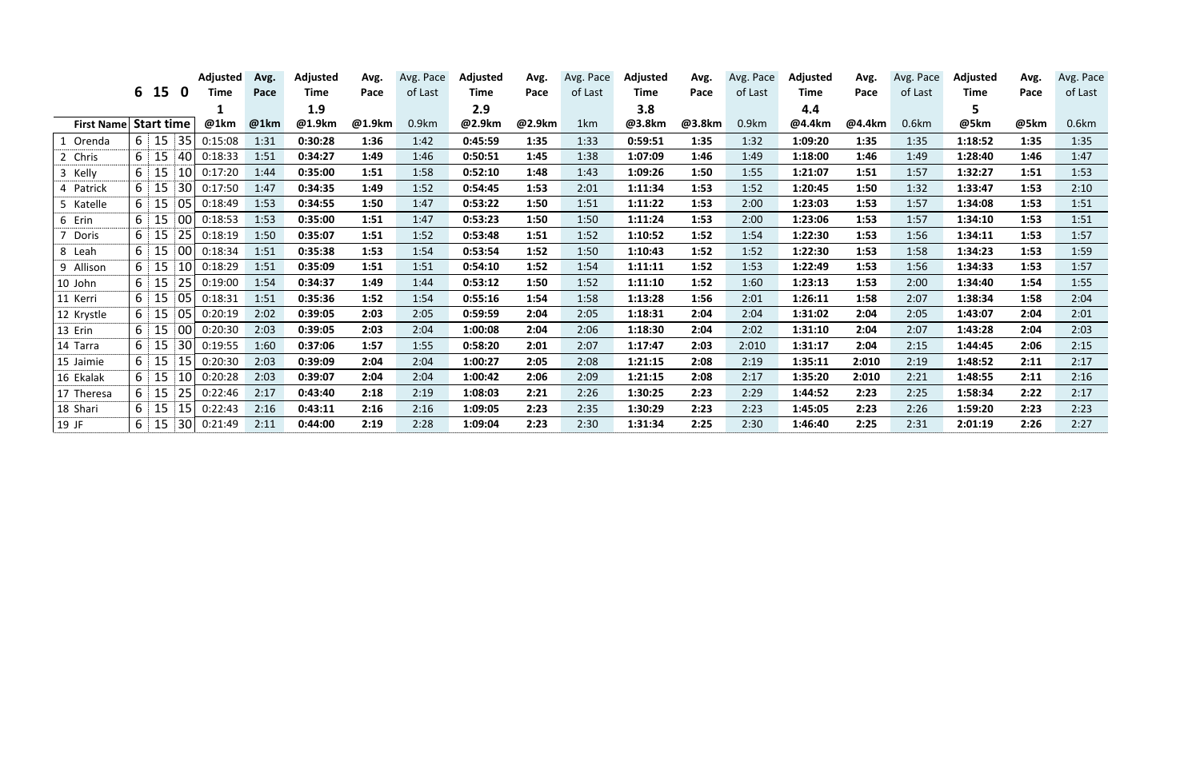| | | Adjusted Time | Avg. Pace | Adjusted Time | Avg. Pace | Avg. Pace of Last | Adjusted Time | Avg. Pace | Avg. Pace of Last | Adjusted Time | Avg. Pace | Avg. Pace of Last | Adjusted Time | Avg. Pace | Avg. Pace of Last | Adjusted Time | Avg. Pace | Avg. Pace of Last |
|---|---|---|---|---|---|---|---|---|---|---|---|---|---|---|---|---|---|---|
| | 6 15 0 | 1 | | 1.9 | | | 2.9 | | | 3.8 | | | 4.4 | | | 5 | | |
| First Name | Start time | @1km | @1km | @1.9km | @1.9km | 0.9km | @2.9km | @2.9km | 1km | @3.8km | @3.8km | 0.9km | @4.4km | @4.4km | 0.6km | @5km | @5km | 0.6km |
| 1 Orenda | 6 15 35 | 0:15:08 | 1:31 | 0:30:28 | 1:36 | 1:42 | 0:45:59 | 1:35 | 1:33 | 0:59:51 | 1:35 | 1:32 | 1:09:20 | 1:35 | 1:35 | 1:18:52 | 1:35 | 1:35 |
| 2 Chris | 6 15 40 | 0:18:33 | 1:51 | 0:34:27 | 1:49 | 1:46 | 0:50:51 | 1:45 | 1:38 | 1:07:09 | 1:46 | 1:49 | 1:18:00 | 1:46 | 1:49 | 1:28:40 | 1:46 | 1:47 |
| 3 Kelly | 6 15 10 | 0:17:20 | 1:44 | 0:35:00 | 1:51 | 1:58 | 0:52:10 | 1:48 | 1:43 | 1:09:26 | 1:50 | 1:55 | 1:21:07 | 1:51 | 1:57 | 1:32:27 | 1:51 | 1:53 |
| 4 Patrick | 6 15 30 | 0:17:50 | 1:47 | 0:34:35 | 1:49 | 1:52 | 0:54:45 | 1:53 | 2:01 | 1:11:34 | 1:53 | 1:52 | 1:20:45 | 1:50 | 1:32 | 1:33:47 | 1:53 | 2:10 |
| 5 Katelle | 6 15 05 | 0:18:49 | 1:53 | 0:34:55 | 1:50 | 1:47 | 0:53:22 | 1:50 | 1:51 | 1:11:22 | 1:53 | 2:00 | 1:23:03 | 1:53 | 1:57 | 1:34:08 | 1:53 | 1:51 |
| 6 Erin | 6 15 00 | 0:18:53 | 1:53 | 0:35:00 | 1:51 | 1:47 | 0:53:23 | 1:50 | 1:50 | 1:11:24 | 1:53 | 2:00 | 1:23:06 | 1:53 | 1:57 | 1:34:10 | 1:53 | 1:51 |
| 7 Doris | 6 15 25 | 0:18:19 | 1:50 | 0:35:07 | 1:51 | 1:52 | 0:53:48 | 1:51 | 1:52 | 1:10:52 | 1:52 | 1:54 | 1:22:30 | 1:53 | 1:56 | 1:34:11 | 1:53 | 1:57 |
| 8 Leah | 6 15 00 | 0:18:34 | 1:51 | 0:35:38 | 1:53 | 1:54 | 0:53:54 | 1:52 | 1:50 | 1:10:43 | 1:52 | 1:52 | 1:22:30 | 1:53 | 1:58 | 1:34:23 | 1:53 | 1:59 |
| 9 Allison | 6 15 10 | 0:18:29 | 1:51 | 0:35:09 | 1:51 | 1:51 | 0:54:10 | 1:52 | 1:54 | 1:11:11 | 1:52 | 1:53 | 1:22:49 | 1:53 | 1:56 | 1:34:33 | 1:53 | 1:57 |
| 10 John | 6 15 25 | 0:19:00 | 1:54 | 0:34:37 | 1:49 | 1:44 | 0:53:12 | 1:50 | 1:52 | 1:11:10 | 1:52 | 1:60 | 1:23:13 | 1:53 | 2:00 | 1:34:40 | 1:54 | 1:55 |
| 11 Kerri | 6 15 05 | 0:18:31 | 1:51 | 0:35:36 | 1:52 | 1:54 | 0:55:16 | 1:54 | 1:58 | 1:13:28 | 1:56 | 2:01 | 1:26:11 | 1:58 | 2:07 | 1:38:34 | 1:58 | 2:04 |
| 12 Krystle | 6 15 05 | 0:20:19 | 2:02 | 0:39:05 | 2:03 | 2:05 | 0:59:59 | 2:04 | 2:05 | 1:18:31 | 2:04 | 2:04 | 1:31:02 | 2:04 | 2:05 | 1:43:07 | 2:04 | 2:01 |
| 13 Erin | 6 15 00 | 0:20:30 | 2:03 | 0:39:05 | 2:03 | 2:04 | 1:00:08 | 2:04 | 2:06 | 1:18:30 | 2:04 | 2:02 | 1:31:10 | 2:04 | 2:07 | 1:43:28 | 2:04 | 2:03 |
| 14 Tarra | 6 15 30 | 0:19:55 | 1:60 | 0:37:06 | 1:57 | 1:55 | 0:58:20 | 2:01 | 2:07 | 1:17:47 | 2:03 | 2:010 | 1:31:17 | 2:04 | 2:15 | 1:44:45 | 2:06 | 2:15 |
| 15 Jaimie | 6 15 15 | 0:20:30 | 2:03 | 0:39:09 | 2:04 | 2:04 | 1:00:27 | 2:05 | 2:08 | 1:21:15 | 2:08 | 2:19 | 1:35:11 | 2:010 | 2:19 | 1:48:52 | 2:11 | 2:17 |
| 16 Ekalak | 6 15 10 | 0:20:28 | 2:03 | 0:39:07 | 2:04 | 2:04 | 1:00:42 | 2:06 | 2:09 | 1:21:15 | 2:08 | 2:17 | 1:35:20 | 2:010 | 2:21 | 1:48:55 | 2:11 | 2:16 |
| 17 Theresa | 6 15 25 | 0:22:46 | 2:17 | 0:43:40 | 2:18 | 2:19 | 1:08:03 | 2:21 | 2:26 | 1:30:25 | 2:23 | 2:29 | 1:44:52 | 2:23 | 2:25 | 1:58:34 | 2:22 | 2:17 |
| 18 Shari | 6 15 15 | 0:22:43 | 2:16 | 0:43:11 | 2:16 | 2:16 | 1:09:05 | 2:23 | 2:35 | 1:30:29 | 2:23 | 2:23 | 1:45:05 | 2:23 | 2:26 | 1:59:20 | 2:23 | 2:23 |
| 19 JF | 6 15 30 | 0:21:49 | 2:11 | 0:44:00 | 2:19 | 2:28 | 1:09:04 | 2:23 | 2:30 | 1:31:34 | 2:25 | 2:30 | 1:46:40 | 2:25 | 2:31 | 2:01:19 | 2:26 | 2:27 |